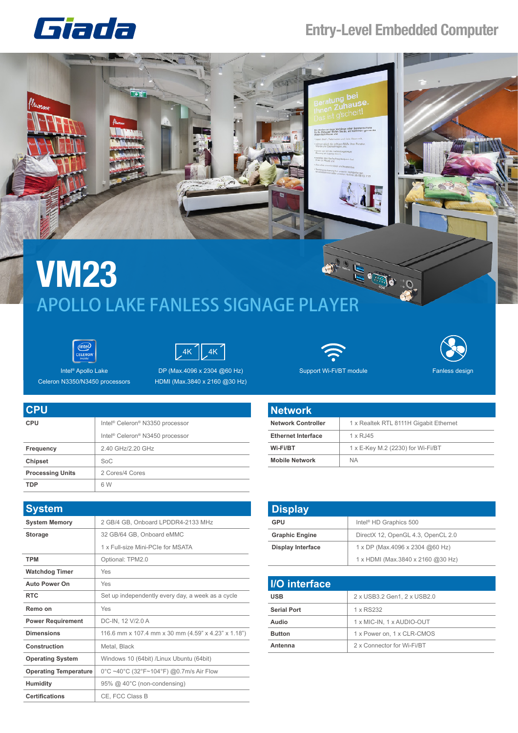Giada

Entry-Level Embedded Computer

# VM23

## APOLLO LAKE FANLESS SIGNAGE PLAYER

Intel® Apollo Lake
Celeron N3350/N3450 processors

DP (Max.4096 x 2304 @60 Hz)
HDMI (Max.3840 x 2160 @30 Hz)

Support Wi-Fi/BT module

Fanless design

## CPU

| CPU | |
|---|---|
| CPU | Intel® Celeron® N3350 processor |
| | Intel® Celeron® N3450 processor |
| Frequency | 2.40 GHz/2.20 GHz |
| Chipset | SoC |
| Processing Units | 2 Cores/4 Cores |
| TDP | 6 W |

## System

| System | |
|---|---|
| System Memory | 2 GB/4 GB, Onboard LPDDR4-2133 MHz |
| Storage | 32 GB/64 GB, Onboard eMMC |
| | 1 x Full-size Mini-PCIe for MSATA |
| TPM | Optional: TPM2.0 |
| Watchdog Timer | Yes |
| Auto Power On | Yes |
| RTC | Set up independently every day, a week as a cycle |
| Remo on | Yes |
| Power Requirement | DC-IN, 12 V/2.0 A |
| Dimensions | 116.6 mm x 107.4 mm x 30 mm (4.59" x 4.23" x 1.18") |
| Construction | Metal, Black |
| Operating System | Windows 10 (64bit) /Linux Ubuntu (64bit) |
| Operating Temperature | 0°C ~40°C (32°F~104°F) @0.7m/s Air Flow |
| Humidity | 95% @ 40°C (non-condensing) |
| Certifications | CE, FCC Class B |

## Network

| Network | |
|---|---|
| Network Controller | 1 x Realtek RTL 8111H Gigabit Ethernet |
| Ethernet Interface | 1 x RJ45 |
| Wi-Fi/BT | 1 x E-Key M.2 (2230) for Wi-Fi/BT |
| Mobile Network | NA |

## Display

| Display | |
|---|---|
| GPU | Intel® HD Graphics 500 |
| Graphic Engine | DirectX 12, OpenGL 4.3, OpenCL 2.0 |
| Display Interface | 1 x DP (Max.4096 x 2304 @60 Hz) |
| | 1 x HDMI (Max.3840 x 2160 @30 Hz) |

## I/O interface

| I/O interface | |
|---|---|
| USB | 2 x USB3.2 Gen1, 2 x USB2.0 |
| Serial Port | 1 x RS232 |
| Audio | 1 x MIC-IN, 1 x AUDIO-OUT |
| Button | 1 x Power on, 1 x CLR-CMOS |
| Antenna | 2 x Connector for Wi-Fi/BT |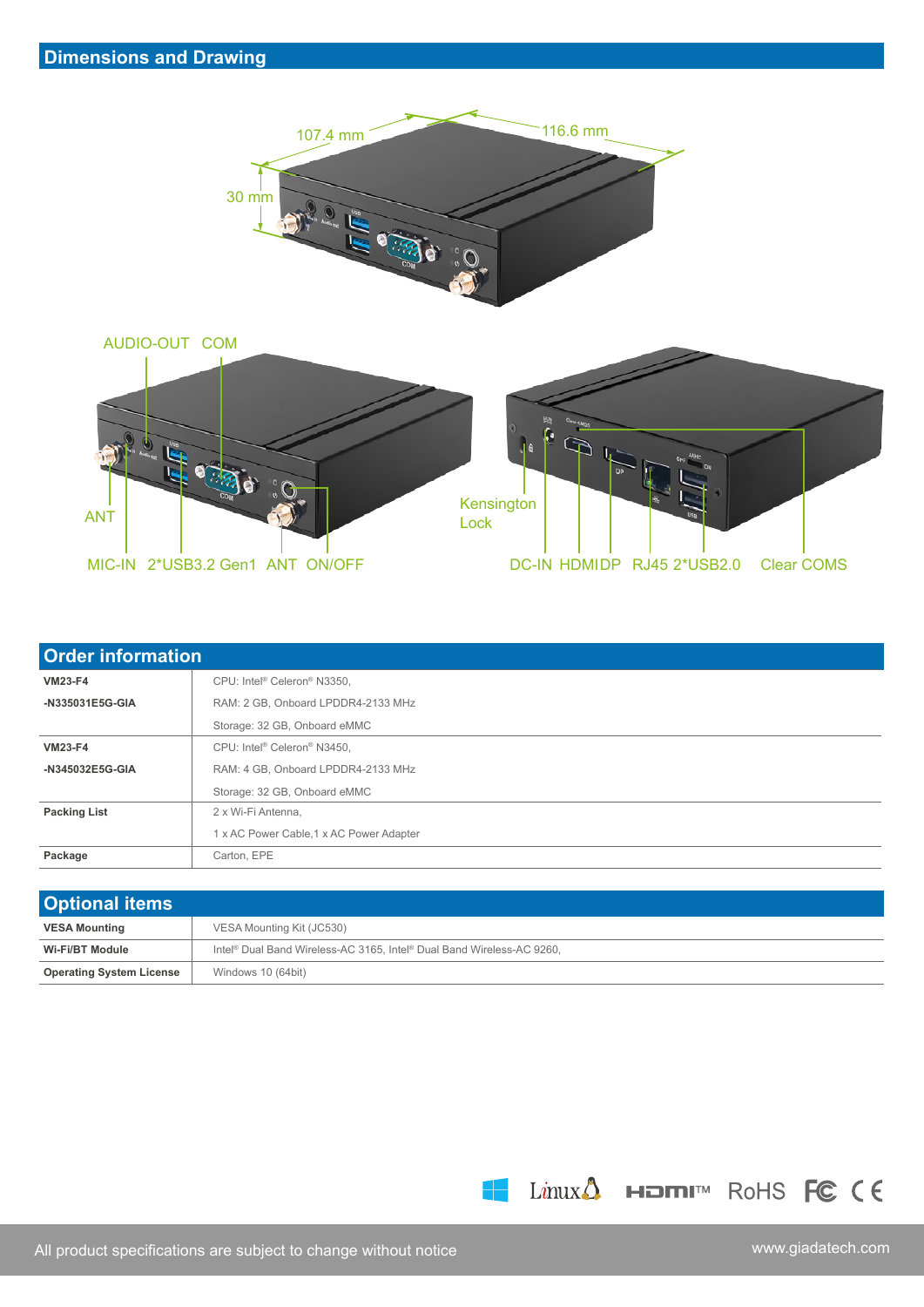## Dimensions and Drawing

107.4 mm
116.6 mm
30 mm

AUDIO-OUT COM
ANT
MIC-IN 2*USB3.2 Gen1 ANT ON/OFF

Kensington Lock
DC-IN HDMI DP RJ45 2*USB2.0 Clear COMS

## Order information

| | |
|---|---|
| **VM23-F4 -N335031E5G-GIA** | CPU: Intel® Celeron® N3350,<br>RAM: 2 GB, Onboard LPDDR4-2133 MHz<br>Storage: 32 GB, Onboard eMMC |
| **VM23-F4 -N345032E5G-GIA** | CPU: Intel® Celeron® N3450,<br>RAM: 4 GB, Onboard LPDDR4-2133 MHz<br>Storage: 32 GB, Onboard eMMC |
| **Packing List** | 2 x Wi-Fi Antenna,<br>1 x AC Power Cable,1 x AC Power Adapter |
| **Package** | Carton, EPE |

## Optional items

| | |
|---|---|
| **VESA Mounting** | VESA Mounting Kit (JC530) |
| **Wi-Fi/BT Module** | Intel® Dual Band Wireless-AC 3165, Intel® Dual Band Wireless-AC 9260, |
| **Operating System License** | Windows 10 (64bit) |

Linux HDMI™ RoHS FC CE

All product specifications are subject to change without notice

www.giadatech.com